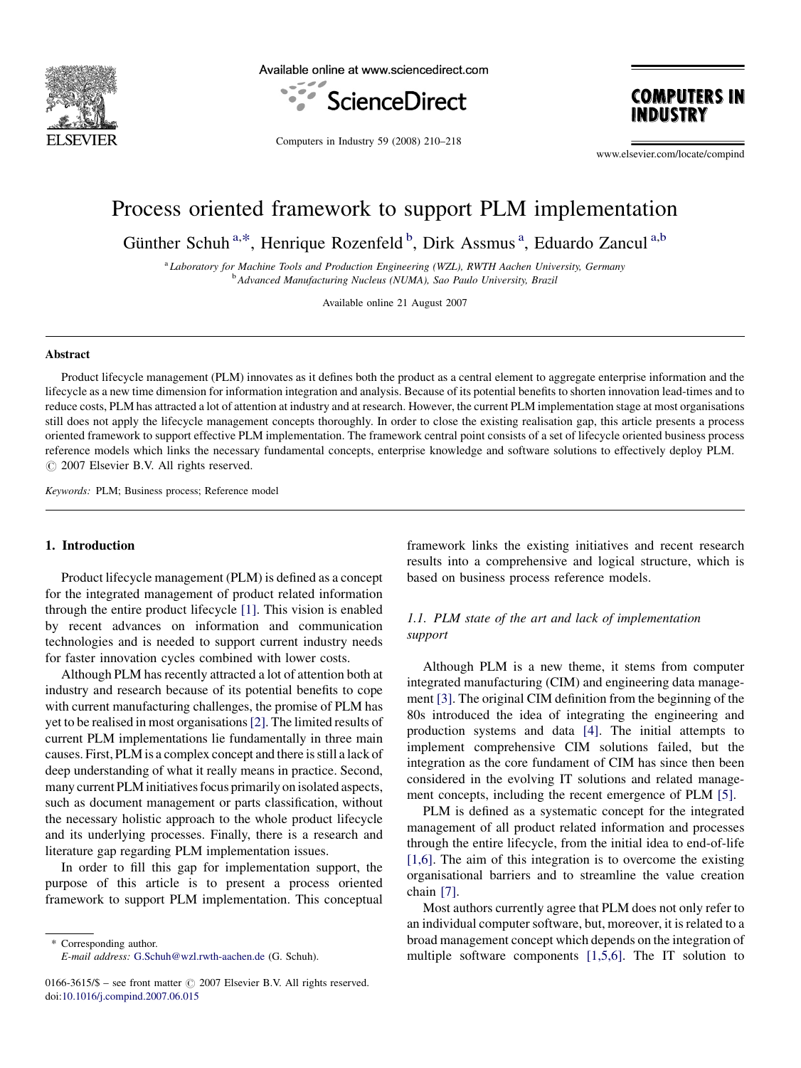# Process oriented framework to support PLM implementation

Günther Schuh [a,*], Henrique Rozenfeld [b], Dirk Assmus [a], Eduardo Zancul [a,b]

[a] Laboratory for Machine Tools and Production Engineering (WZL), RWTH Aachen University, Germany
[b] Advanced Manufacturing Nucleus (NUMA), Sao Paulo University, Brazil

Available online 21 August 2007

## Abstract

Product lifecycle management (PLM) innovates as it defines both the product as a central element to aggregate enterprise information and the lifecycle as a new time dimension for information integration and analysis. Because of its potential benefits to shorten innovation lead-times and to reduce costs, PLM has attracted a lot of attention at industry and at research. However, the current PLM implementation stage at most organisations still does not apply the lifecycle management concepts thoroughly. In order to close the existing realisation gap, this article presents a process oriented framework to support effective PLM implementation. The framework central point consists of a set of lifecycle oriented business process reference models which links the necessary fundamental concepts, enterprise knowledge and software solutions to effectively deploy PLM.
© 2007 Elsevier B.V. All rights reserved.

*Keywords:* PLM; Business process; Reference model

## 1. Introduction

Product lifecycle management (PLM) is defined as a concept for the integrated management of product related information through the entire product lifecycle [1]. This vision is enabled by recent advances on information and communication technologies and is needed to support current industry needs for faster innovation cycles combined with lower costs.

Although PLM has recently attracted a lot of attention both at industry and research because of its potential benefits to cope with current manufacturing challenges, the promise of PLM has yet to be realised in most organisations [2]. The limited results of current PLM implementations lie fundamentally in three main causes. First, PLM is a complex concept and there is still a lack of deep understanding of what it really means in practice. Second, many current PLM initiatives focus primarily on isolated aspects, such as document management or parts classification, without the necessary holistic approach to the whole product lifecycle and its underlying processes. Finally, there is a research and literature gap regarding PLM implementation issues.

In order to fill this gap for implementation support, the purpose of this article is to present a process oriented framework to support PLM implementation. This conceptual framework links the existing initiatives and recent research results into a comprehensive and logical structure, which is based on business process reference models.

### 1.1. PLM state of the art and lack of implementation support

Although PLM is a new theme, it stems from computer integrated manufacturing (CIM) and engineering data management [3]. The original CIM definition from the beginning of the 80s introduced the idea of integrating the engineering and production systems and data [4]. The initial attempts to implement comprehensive CIM solutions failed, but the integration as the core fundament of CIM has since then been considered in the evolving IT solutions and related management concepts, including the recent emergence of PLM [5].

PLM is defined as a systematic concept for the integrated management of all product related information and processes through the entire lifecycle, from the initial idea to end-of-life [1,6]. The aim of this integration is to overcome the existing organisational barriers and to streamline the value creation chain [7].

Most authors currently agree that PLM does not only refer to an individual computer software, but, moreover, it is related to a broad management concept which depends on the integration of multiple software components [1,5,6]. The IT solution to

* Corresponding author.
*E-mail address:* G.Schuh@wzl.rwth-aachen.de (G. Schuh).

0166-3615/$ – see front matter © 2007 Elsevier B.V. All rights reserved.
doi:10.1016/j.compind.2007.06.015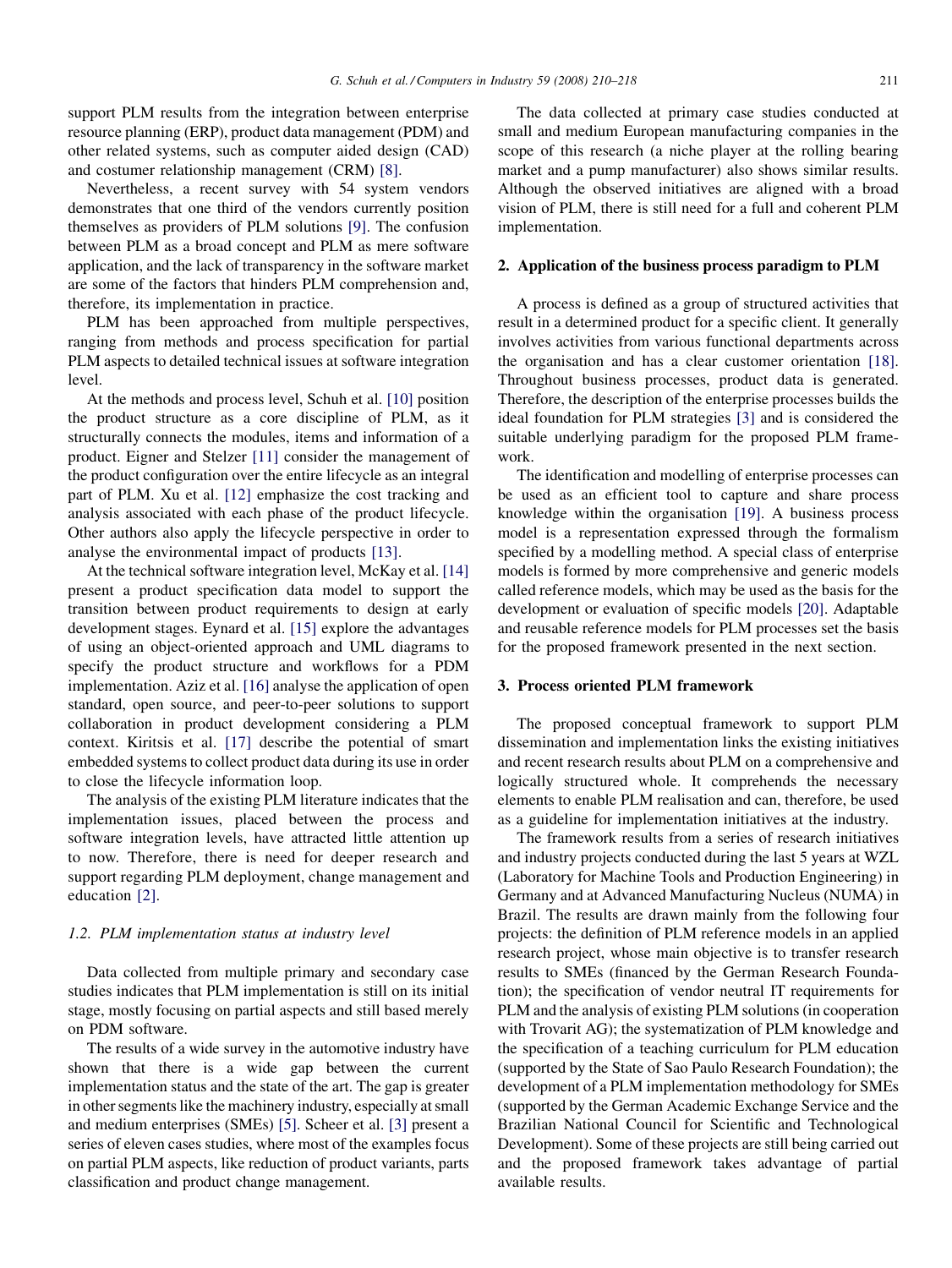support PLM results from the integration between enterprise resource planning (ERP), product data management (PDM) and other related systems, such as computer aided design (CAD) and costumer relationship management (CRM) [8].

Nevertheless, a recent survey with 54 system vendors demonstrates that one third of the vendors currently position themselves as providers of PLM solutions [9]. The confusion between PLM as a broad concept and PLM as mere software application, and the lack of transparency in the software market are some of the factors that hinders PLM comprehension and, therefore, its implementation in practice.

PLM has been approached from multiple perspectives, ranging from methods and process specification for partial PLM aspects to detailed technical issues at software integration level.

At the methods and process level, Schuh et al. [10] position the product structure as a core discipline of PLM, as it structurally connects the modules, items and information of a product. Eigner and Stelzer [11] consider the management of the product configuration over the entire lifecycle as an integral part of PLM. Xu et al. [12] emphasize the cost tracking and analysis associated with each phase of the product lifecycle. Other authors also apply the lifecycle perspective in order to analyse the environmental impact of products [13].

At the technical software integration level, McKay et al. [14] present a product specification data model to support the transition between product requirements to design at early development stages. Eynard et al. [15] explore the advantages of using an object-oriented approach and UML diagrams to specify the product structure and workflows for a PDM implementation. Aziz et al. [16] analyse the application of open standard, open source, and peer-to-peer solutions to support collaboration in product development considering a PLM context. Kiritsis et al. [17] describe the potential of smart embedded systems to collect product data during its use in order to close the lifecycle information loop.

The analysis of the existing PLM literature indicates that the implementation issues, placed between the process and software integration levels, have attracted little attention up to now. Therefore, there is need for deeper research and support regarding PLM deployment, change management and education [2].

### 1.2. PLM implementation status at industry level

Data collected from multiple primary and secondary case studies indicates that PLM implementation is still on its initial stage, mostly focusing on partial aspects and still based merely on PDM software.

The results of a wide survey in the automotive industry have shown that there is a wide gap between the current implementation status and the state of the art. The gap is greater in other segments like the machinery industry, especially at small and medium enterprises (SMEs) [5]. Scheer et al. [3] present a series of eleven cases studies, where most of the examples focus on partial PLM aspects, like reduction of product variants, parts classification and product change management.

The data collected at primary case studies conducted at small and medium European manufacturing companies in the scope of this research (a niche player at the rolling bearing market and a pump manufacturer) also shows similar results. Although the observed initiatives are aligned with a broad vision of PLM, there is still need for a full and coherent PLM implementation.

## 2. Application of the business process paradigm to PLM

A process is defined as a group of structured activities that result in a determined product for a specific client. It generally involves activities from various functional departments across the organisation and has a clear customer orientation [18]. Throughout business processes, product data is generated. Therefore, the description of the enterprise processes builds the ideal foundation for PLM strategies [3] and is considered the suitable underlying paradigm for the proposed PLM framework.

The identification and modelling of enterprise processes can be used as an efficient tool to capture and share process knowledge within the organisation [19]. A business process model is a representation expressed through the formalism specified by a modelling method. A special class of enterprise models is formed by more comprehensive and generic models called reference models, which may be used as the basis for the development or evaluation of specific models [20]. Adaptable and reusable reference models for PLM processes set the basis for the proposed framework presented in the next section.

## 3. Process oriented PLM framework

The proposed conceptual framework to support PLM dissemination and implementation links the existing initiatives and recent research results about PLM on a comprehensive and logically structured whole. It comprehends the necessary elements to enable PLM realisation and can, therefore, be used as a guideline for implementation initiatives at the industry.

The framework results from a series of research initiatives and industry projects conducted during the last 5 years at WZL (Laboratory for Machine Tools and Production Engineering) in Germany and at Advanced Manufacturing Nucleus (NUMA) in Brazil. The results are drawn mainly from the following four projects: the definition of PLM reference models in an applied research project, whose main objective is to transfer research results to SMEs (financed by the German Research Foundation); the specification of vendor neutral IT requirements for PLM and the analysis of existing PLM solutions (in cooperation with Trovarit AG); the systematization of PLM knowledge and the specification of a teaching curriculum for PLM education (supported by the State of Sao Paulo Research Foundation); the development of a PLM implementation methodology for SMEs (supported by the German Academic Exchange Service and the Brazilian National Council for Scientific and Technological Development). Some of these projects are still being carried out and the proposed framework takes advantage of partial available results.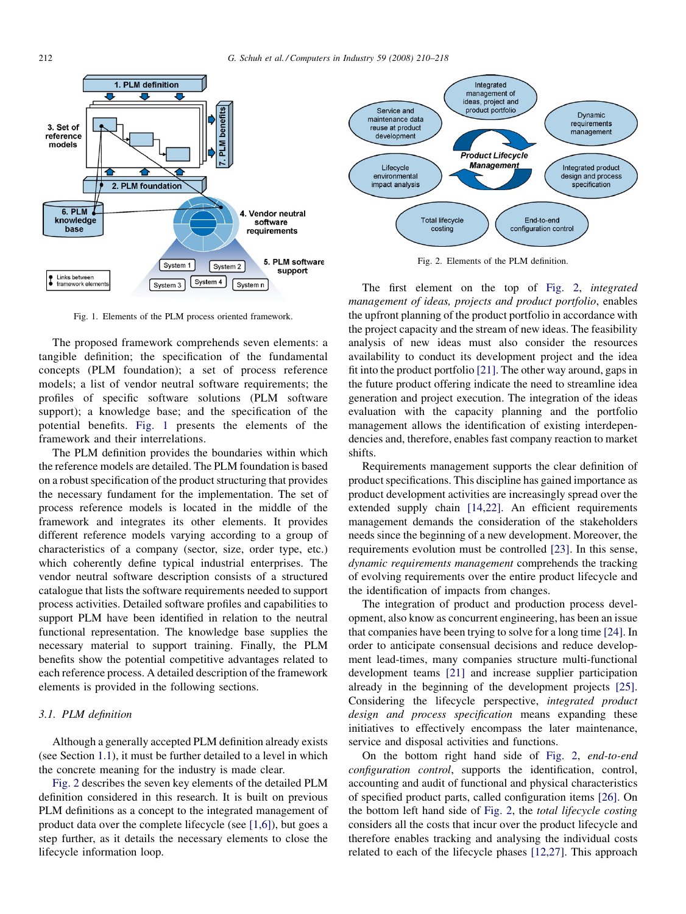Fig. 1. Elements of the PLM process oriented framework.

The proposed framework comprehends seven elements: a tangible definition; the specification of the fundamental concepts (PLM foundation); a set of process reference models; a list of vendor neutral software requirements; the profiles of specific software solutions (PLM software support); a knowledge base; and the specification of the potential benefits. Fig. 1 presents the elements of the framework and their interrelations.

The PLM definition provides the boundaries within which the reference models are detailed. The PLM foundation is based on a robust specification of the product structuring that provides the necessary fundament for the implementation. The set of process reference models is located in the middle of the framework and integrates its other elements. It provides different reference models varying according to a group of characteristics of a company (sector, size, order type, etc.) which coherently define typical industrial enterprises. The vendor neutral software description consists of a structured catalogue that lists the software requirements needed to support process activities. Detailed software profiles and capabilities to support PLM have been identified in relation to the neutral functional representation. The knowledge base supplies the necessary material to support training. Finally, the PLM benefits show the potential competitive advantages related to each reference process. A detailed description of the framework elements is provided in the following sections.

### 3.1. PLM definition

Although a generally accepted PLM definition already exists (see Section 1.1), it must be further detailed to a level in which the concrete meaning for the industry is made clear.

Fig. 2 describes the seven key elements of the detailed PLM definition considered in this research. It is built on previous PLM definitions as a concept to the integrated management of product data over the complete lifecycle (see [1,6]), but goes a step further, as it details the necessary elements to close the lifecycle information loop.

Fig. 2. Elements of the PLM definition.

The first element on the top of Fig. 2, *integrated management of ideas, projects and product portfolio*, enables the upfront planning of the product portfolio in accordance with the project capacity and the stream of new ideas. The feasibility analysis of new ideas must also consider the resources availability to conduct its development project and the idea fit into the product portfolio [21]. The other way around, gaps in the future product offering indicate the need to streamline idea generation and project execution. The integration of the ideas evaluation with the capacity planning and the portfolio management allows the identification of existing interdependencies and, therefore, enables fast company reaction to market shifts.

Requirements management supports the clear definition of product specifications. This discipline has gained importance as product development activities are increasingly spread over the extended supply chain [14,22]. An efficient requirements management demands the consideration of the stakeholders needs since the beginning of a new development. Moreover, the requirements evolution must be controlled [23]. In this sense, *dynamic requirements management* comprehends the tracking of evolving requirements over the entire product lifecycle and the identification of impacts from changes.

The integration of product and production process development, also know as concurrent engineering, has been an issue that companies have been trying to solve for a long time [24]. In order to anticipate consensual decisions and reduce development lead-times, many companies structure multi-functional development teams [21] and increase supplier participation already in the beginning of the development projects [25]. Considering the lifecycle perspective, *integrated product design and process specification* means expanding these initiatives to effectively encompass the later maintenance, service and disposal activities and functions.

On the bottom right hand side of Fig. 2, *end-to-end configuration control*, supports the identification, control, accounting and audit of functional and physical characteristics of specified product parts, called configuration items [26]. On the bottom left hand side of Fig. 2, the *total lifecycle costing* considers all the costs that incur over the product lifecycle and therefore enables tracking and analysing the individual costs related to each of the lifecycle phases [12,27]. This approach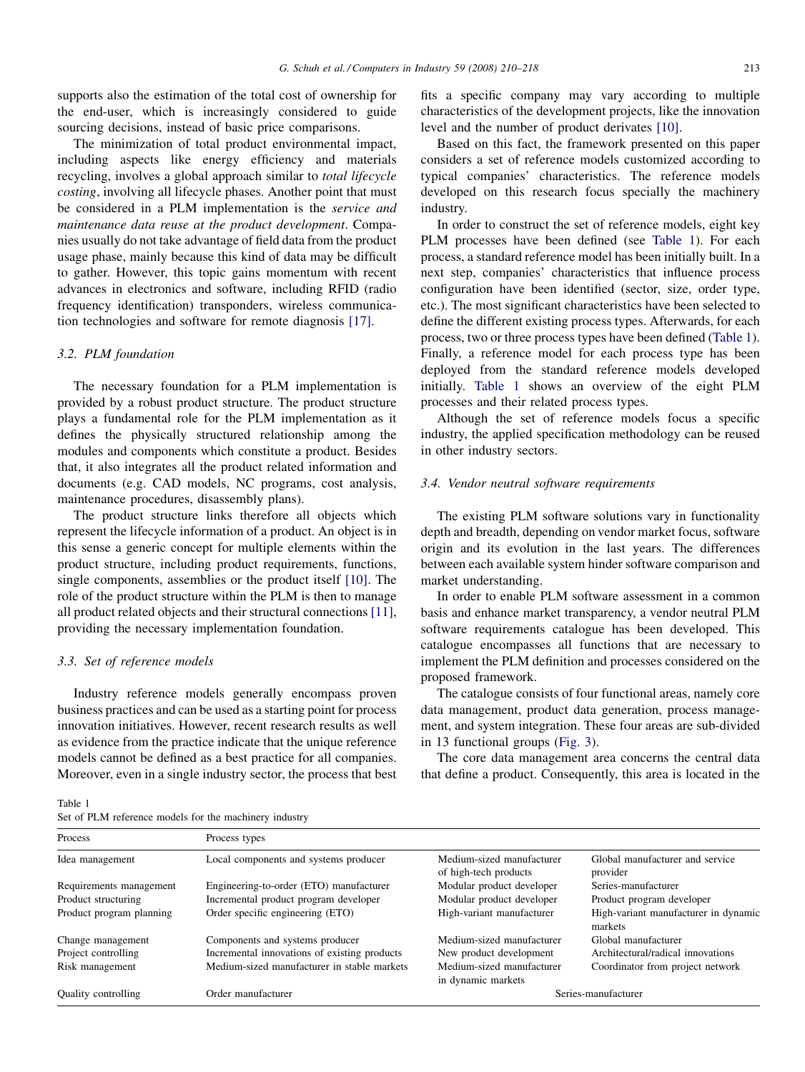supports also the estimation of the total cost of ownership for the end-user, which is increasingly considered to guide sourcing decisions, instead of basic price comparisons.

The minimization of total product environmental impact, including aspects like energy efficiency and materials recycling, involves a global approach similar to *total lifecycle costing*, involving all lifecycle phases. Another point that must be considered in a PLM implementation is the *service and maintenance data reuse at the product development*. Companies usually do not take advantage of field data from the product usage phase, mainly because this kind of data may be difficult to gather. However, this topic gains momentum with recent advances in electronics and software, including RFID (radio frequency identification) transponders, wireless communication technologies and software for remote diagnosis [17].

### 3.2. PLM foundation

The necessary foundation for a PLM implementation is provided by a robust product structure. The product structure plays a fundamental role for the PLM implementation as it defines the physically structured relationship among the modules and components which constitute a product. Besides that, it also integrates all the product related information and documents (e.g. CAD models, NC programs, cost analysis, maintenance procedures, disassembly plans).

The product structure links therefore all objects which represent the lifecycle information of a product. An object is in this sense a generic concept for multiple elements within the product structure, including product requirements, functions, single components, assemblies or the product itself [10]. The role of the product structure within the PLM is then to manage all product related objects and their structural connections [11], providing the necessary implementation foundation.

### 3.3. Set of reference models

Industry reference models generally encompass proven business practices and can be used as a starting point for process innovation initiatives. However, recent research results as well as evidence from the practice indicate that the unique reference models cannot be defined as a best practice for all companies. Moreover, even in a single industry sector, the process that best fits a specific company may vary according to multiple characteristics of the development projects, like the innovation level and the number of product derivates [10].

Based on this fact, the framework presented on this paper considers a set of reference models customized according to typical companies' characteristics. The reference models developed on this research focus specially the machinery industry.

In order to construct the set of reference models, eight key PLM processes have been defined (see Table 1). For each process, a standard reference model has been initially built. In a next step, companies' characteristics that influence process configuration have been identified (sector, size, order type, etc.). The most significant characteristics have been selected to define the different existing process types. Afterwards, for each process, two or three process types have been defined (Table 1). Finally, a reference model for each process type has been deployed from the standard reference models developed initially. Table 1 shows an overview of the eight PLM processes and their related process types.

Although the set of reference models focus a specific industry, the applied specification methodology can be reused in other industry sectors.

### 3.4. Vendor neutral software requirements

The existing PLM software solutions vary in functionality depth and breadth, depending on vendor market focus, software origin and its evolution in the last years. The differences between each available system hinder software comparison and market understanding.

In order to enable PLM software assessment in a common basis and enhance market transparency, a vendor neutral PLM software requirements catalogue has been developed. This catalogue encompasses all functions that are necessary to implement the PLM definition and processes considered on the proposed framework.

The catalogue consists of four functional areas, namely core data management, product data generation, process management, and system integration. These four areas are sub-divided in 13 functional groups (Fig. 3).

The core data management area concerns the central data that define a product. Consequently, this area is located in the

Table 1
Set of PLM reference models for the machinery industry

| Process | Process types | | |
|---|---|---|---|
| Idea management | Local components and systems producer | Medium-sized manufacturer of high-tech products | Global manufacturer and service provider |
| Requirements management | Engineering-to-order (ETO) manufacturer | Modular product developer | Series-manufacturer |
| Product structuring | Incremental product program developer | Modular product developer | Product program developer |
| Product program planning | Order specific engineering (ETO) | High-variant manufacturer | High-variant manufacturer in dynamic markets |
| Change management | Components and systems producer | Medium-sized manufacturer | Global manufacturer |
| Project controlling | Incremental innovations of existing products | New product development | Architectural/radical innovations |
| Risk management | Medium-sized manufacturer in stable markets | Medium-sized manufacturer in dynamic markets | Coordinator from project network |
| Quality controlling | Order manufacturer | Series-manufacturer | |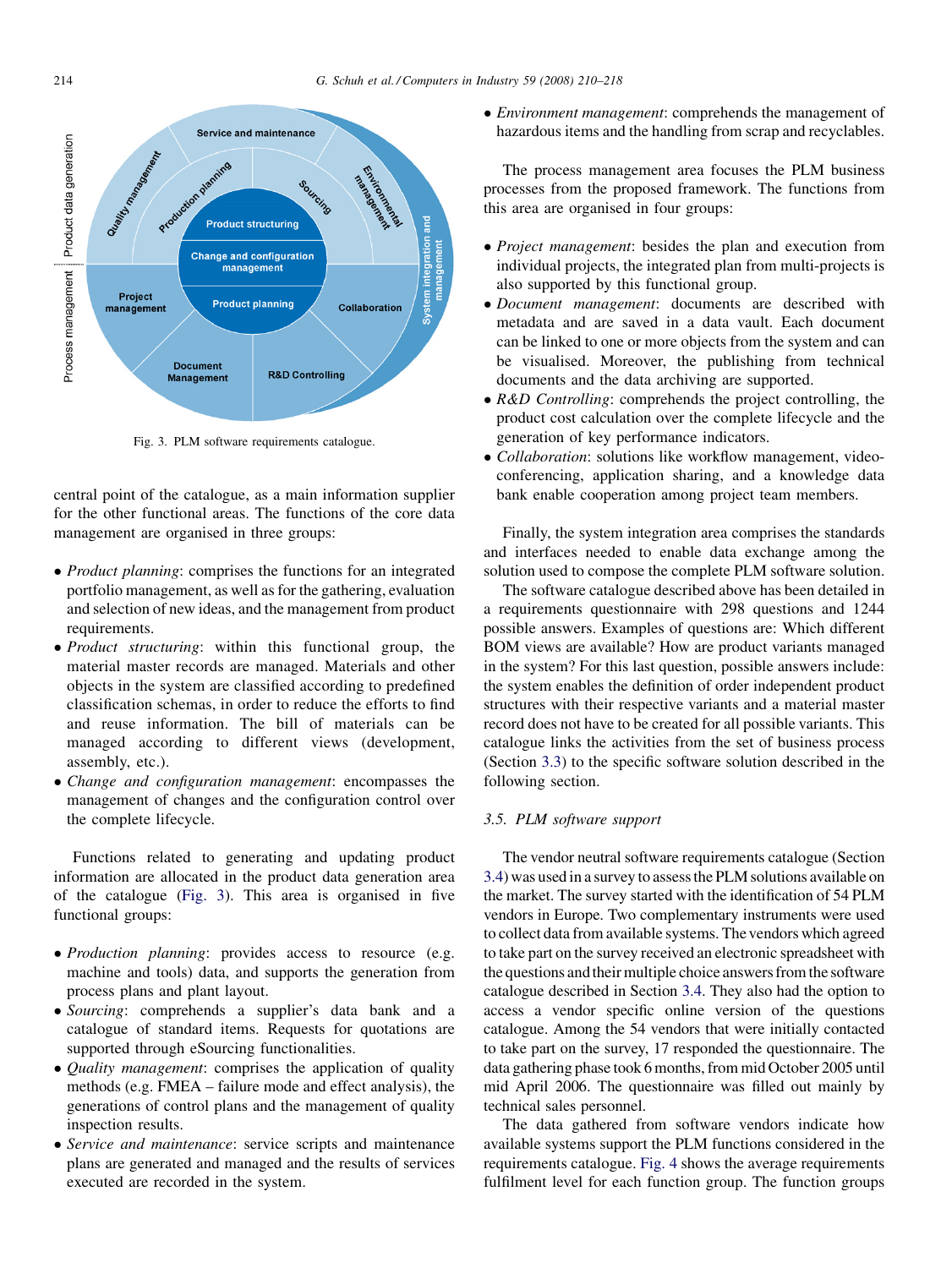Fig. 3. PLM software requirements catalogue.

central point of the catalogue, as a main information supplier for the other functional areas. The functions of the core data management are organised in three groups:

- *Product planning*: comprises the functions for an integrated portfolio management, as well as for the gathering, evaluation and selection of new ideas, and the management from product requirements.
- *Product structuring*: within this functional group, the material master records are managed. Materials and other objects in the system are classified according to predefined classification schemas, in order to reduce the efforts to find and reuse information. The bill of materials can be managed according to different views (development, assembly, etc.).
- *Change and configuration management*: encompasses the management of changes and the configuration control over the complete lifecycle.

Functions related to generating and updating product information are allocated in the product data generation area of the catalogue (Fig. 3). This area is organised in five functional groups:

- *Production planning*: provides access to resource (e.g. machine and tools) data, and supports the generation from process plans and plant layout.
- *Sourcing*: comprehends a supplier's data bank and a catalogue of standard items. Requests for quotations are supported through eSourcing functionalities.
- *Quality management*: comprises the application of quality methods (e.g. FMEA – failure mode and effect analysis), the generations of control plans and the management of quality inspection results.
- *Service and maintenance*: service scripts and maintenance plans are generated and managed and the results of services executed are recorded in the system.
- *Environment management*: comprehends the management of hazardous items and the handling from scrap and recyclables.

The process management area focuses the PLM business processes from the proposed framework. The functions from this area are organised in four groups:

- *Project management*: besides the plan and execution from individual projects, the integrated plan from multi-projects is also supported by this functional group.
- *Document management*: documents are described with metadata and are saved in a data vault. Each document can be linked to one or more objects from the system and can be visualised. Moreover, the publishing from technical documents and the data archiving are supported.
- *R&D Controlling*: comprehends the project controlling, the product cost calculation over the complete lifecycle and the generation of key performance indicators.
- *Collaboration*: solutions like workflow management, video-conferencing, application sharing, and a knowledge data bank enable cooperation among project team members.

Finally, the system integration area comprises the standards and interfaces needed to enable data exchange among the solution used to compose the complete PLM software solution.

The software catalogue described above has been detailed in a requirements questionnaire with 298 questions and 1244 possible answers. Examples of questions are: Which different BOM views are available? How are product variants managed in the system? For this last question, possible answers include: the system enables the definition of order independent product structures with their respective variants and a material master record does not have to be created for all possible variants. This catalogue links the activities from the set of business process (Section 3.3) to the specific software solution described in the following section.

### 3.5. PLM software support

The vendor neutral software requirements catalogue (Section 3.4) was used in a survey to assess the PLM solutions available on the market. The survey started with the identification of 54 PLM vendors in Europe. Two complementary instruments were used to collect data from available systems. The vendors which agreed to take part on the survey received an electronic spreadsheet with the questions and their multiple choice answers from the software catalogue described in Section 3.4. They also had the option to access a vendor specific online version of the questions catalogue. Among the 54 vendors that were initially contacted to take part on the survey, 17 responded the questionnaire. The data gathering phase took 6 months, from mid October 2005 until mid April 2006. The questionnaire was filled out mainly by technical sales personnel.

The data gathered from software vendors indicate how available systems support the PLM functions considered in the requirements catalogue. Fig. 4 shows the average requirements fulfilment level for each function group. The function groups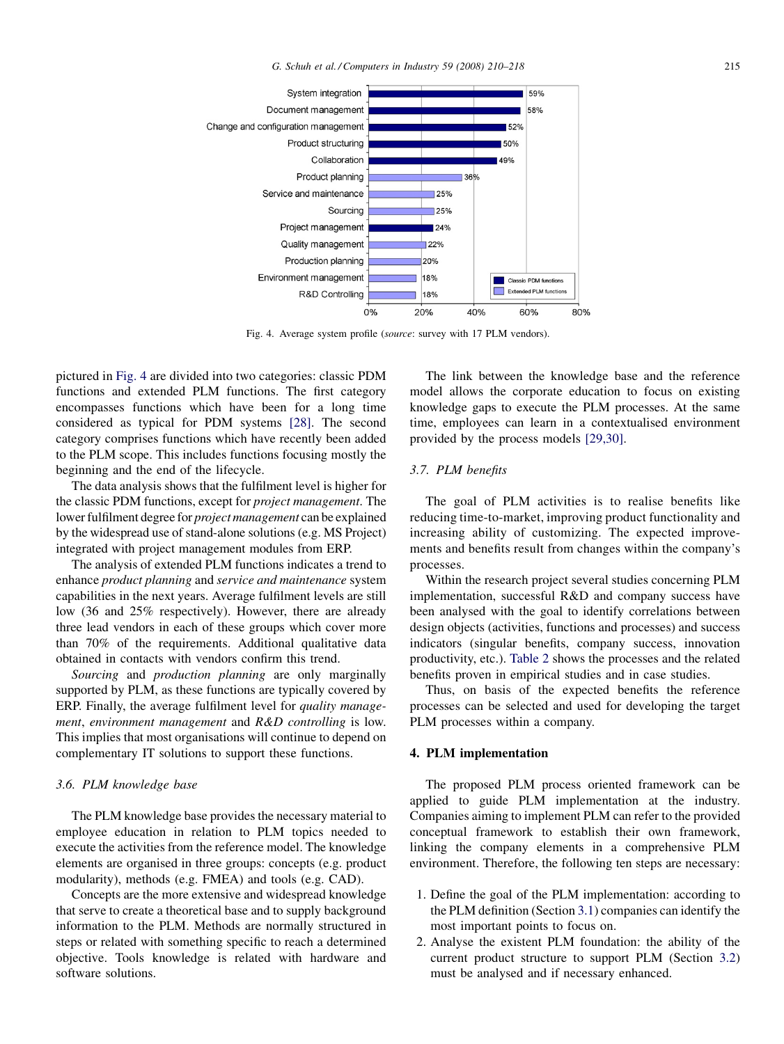System integration 59%
Document management 58%
Change and configuration management 52%
Product structuring 50%
Collaboration 49%
Product planning 36%
Service and maintenance 25%
Sourcing 25%
Project management 24%
Quality management 22%
Production planning 20%
Environment management 18%
R&D Controlling 18%

0% 20% 40% 60% 80%

Classic PDM functions
Extended PLM functions

Fig. 4. Average system profile (*source*: survey with 17 PLM vendors).

pictured in Fig. 4 are divided into two categories: classic PDM functions and extended PLM functions. The first category encompasses functions which have been for a long time considered as typical for PDM systems [28]. The second category comprises functions which have recently been added to the PLM scope. This includes functions focusing mostly the beginning and the end of the lifecycle.

The data analysis shows that the fulfilment level is higher for the classic PDM functions, except for *project management*. The lower fulfilment degree for *project management* can be explained by the widespread use of stand-alone solutions (e.g. MS Project) integrated with project management modules from ERP.

The analysis of extended PLM functions indicates a trend to enhance *product planning* and *service and maintenance* system capabilities in the next years. Average fulfilment levels are still low (36 and 25% respectively). However, there are already three lead vendors in each of these groups which cover more than 70% of the requirements. Additional qualitative data obtained in contacts with vendors confirm this trend.

*Sourcing* and *production planning* are only marginally supported by PLM, as these functions are typically covered by ERP. Finally, the average fulfilment level for *quality management*, *environment management* and *R&D controlling* is low. This implies that most organisations will continue to depend on complementary IT solutions to support these functions.

### 3.6. PLM knowledge base

The PLM knowledge base provides the necessary material to employee education in relation to PLM topics needed to execute the activities from the reference model. The knowledge elements are organised in three groups: concepts (e.g. product modularity), methods (e.g. FMEA) and tools (e.g. CAD).

Concepts are the more extensive and widespread knowledge that serve to create a theoretical base and to supply background information to the PLM. Methods are normally structured in steps or related with something specific to reach a determined objective. Tools knowledge is related with hardware and software solutions.

The link between the knowledge base and the reference model allows the corporate education to focus on existing knowledge gaps to execute the PLM processes. At the same time, employees can learn in a contextualised environment provided by the process models [29,30].

### 3.7. PLM benefits

The goal of PLM activities is to realise benefits like reducing time-to-market, improving product functionality and increasing ability of customizing. The expected improvements and benefits result from changes within the company's processes.

Within the research project several studies concerning PLM implementation, successful R&D and company success have been analysed with the goal to identify correlations between design objects (activities, functions and processes) and success indicators (singular benefits, company success, innovation productivity, etc.). Table 2 shows the processes and the related benefits proven in empirical studies and in case studies.

Thus, on basis of the expected benefits the reference processes can be selected and used for developing the target PLM processes within a company.

## 4. PLM implementation

The proposed PLM process oriented framework can be applied to guide PLM implementation at the industry. Companies aiming to implement PLM can refer to the provided conceptual framework to establish their own framework, linking the company elements in a comprehensive PLM environment. Therefore, the following ten steps are necessary:

1. Define the goal of the PLM implementation: according to the PLM definition (Section 3.1) companies can identify the most important points to focus on.
2. Analyse the existent PLM foundation: the ability of the current product structure to support PLM (Section 3.2) must be analysed and if necessary enhanced.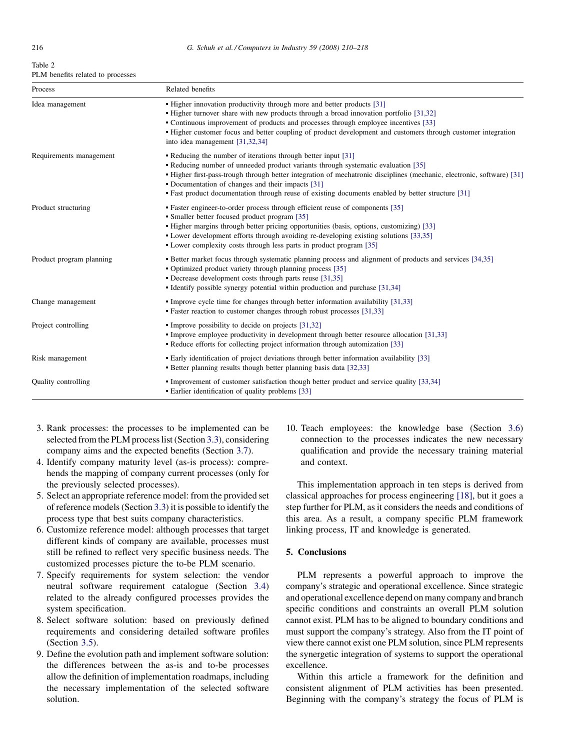Table 2
PLM benefits related to processes

| Process | Related benefits |
| --- | --- |
| Idea management | ▪ Higher innovation productivity through more and better products [31]<br>▪ Higher turnover share with new products through a broad innovation portfolio [31,32]<br>▪ Continuous improvement of products and processes through employee incentives [33]<br>▪ Higher customer focus and better coupling of product development and customers through customer integration into idea management [31,32,34] |
| Requirements management | ▪ Reducing the number of iterations through better input [31]<br>▪ Reducing number of unneeded product variants through systematic evaluation [35]<br>▪ Higher first-pass-trough through better integration of mechatronic disciplines (mechanic, electronic, software) [31]<br>▪ Documentation of changes and their impacts [31]<br>▪ Fast product documentation through reuse of existing documents enabled by better structure [31] |
| Product structuring | ▪ Faster engineer-to-order process through efficient reuse of components [35]<br>▪ Smaller better focused product program [35]<br>▪ Higher margins through better pricing opportunities (basis, options, customizing) [33]<br>▪ Lower development efforts through avoiding re-developing existing solutions [33,35]<br>▪ Lower complexity costs through less parts in product program [35] |
| Product program planning | ▪ Better market focus through systematic planning process and alignment of products and services [34,35]<br>▪ Optimized product variety through planning process [35]<br>▪ Decrease development costs through parts reuse [31,35]<br>▪ Identify possible synergy potential within production and purchase [31,34] |
| Change management | ▪ Improve cycle time for changes through better information availability [31,33]<br>▪ Faster reaction to customer changes through robust processes [31,33] |
| Project controlling | ▪ Improve possibility to decide on projects [31,32]<br>▪ Improve employee productivity in development through better resource allocation [31,33]<br>▪ Reduce efforts for collecting project information through automization [33] |
| Risk management | ▪ Early identification of project deviations through better information availability [33]<br>▪ Better planning results though better planning basis data [32,33] |
| Quality controlling | ▪ Improvement of customer satisfaction though better product and service quality [33,34]<br>▪ Earlier identification of quality problems [33] |

3. Rank processes: the processes to be implemented can be selected from the PLM process list (Section 3.3), considering company aims and the expected benefits (Section 3.7).
4. Identify company maturity level (as-is process): comprehends the mapping of company current processes (only for the previously selected processes).
5. Select an appropriate reference model: from the provided set of reference models (Section 3.3) it is possible to identify the process type that best suits company characteristics.
6. Customize reference model: although processes that target different kinds of company are available, processes must still be refined to reflect very specific business needs. The customized processes picture the to-be PLM scenario.
7. Specify requirements for system selection: the vendor neutral software requirement catalogue (Section 3.4) related to the already configured processes provides the system specification.
8. Select software solution: based on previously defined requirements and considering detailed software profiles (Section 3.5).
9. Define the evolution path and implement software solution: the differences between the as-is and to-be processes allow the definition of implementation roadmaps, including the necessary implementation of the selected software solution.
10. Teach employees: the knowledge base (Section 3.6) connection to the processes indicates the new necessary qualification and provide the necessary training material and context.

This implementation approach in ten steps is derived from classical approaches for process engineering [18], but it goes a step further for PLM, as it considers the needs and conditions of this area. As a result, a company specific PLM framework linking process, IT and knowledge is generated.

## 5. Conclusions

PLM represents a powerful approach to improve the company's strategic and operational excellence. Since strategic and operational excellence depend on many company and branch specific conditions and constraints an overall PLM solution cannot exist. PLM has to be aligned to boundary conditions and must support the company's strategy. Also from the IT point of view there cannot exist one PLM solution, since PLM represents the synergetic integration of systems to support the operational excellence.

Within this article a framework for the definition and consistent alignment of PLM activities has been presented. Beginning with the company's strategy the focus of PLM is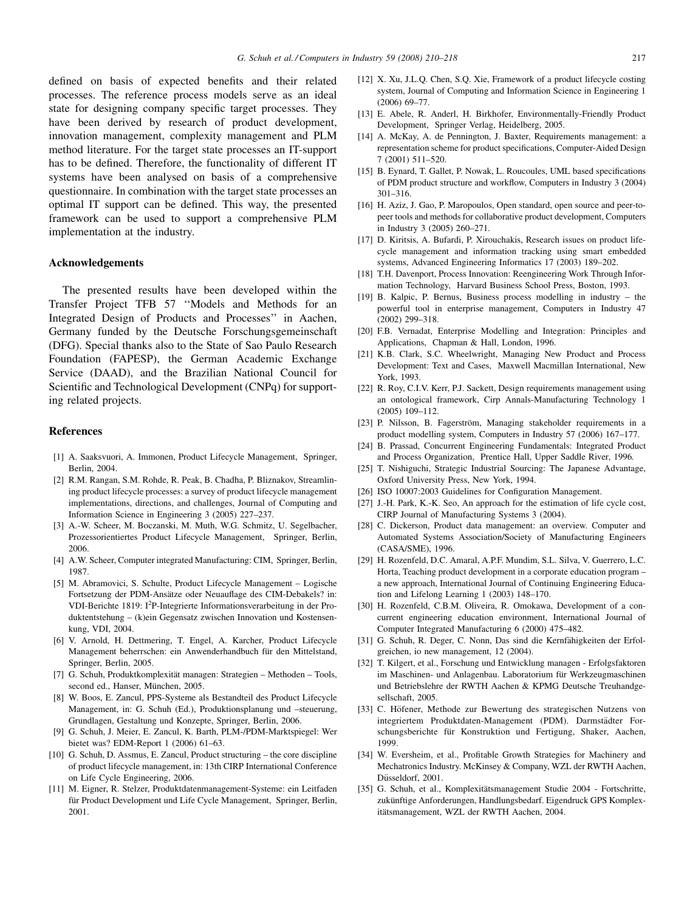defined on basis of expected benefits and their related processes. The reference process models serve as an ideal state for designing company specific target processes. They have been derived by research of product development, innovation management, complexity management and PLM method literature. For the target state processes an IT-support has to be defined. Therefore, the functionality of different IT systems have been analysed on basis of a comprehensive questionnaire. In combination with the target state processes an optimal IT support can be defined. This way, the presented framework can be used to support a comprehensive PLM implementation at the industry.

## Acknowledgements

The presented results have been developed within the Transfer Project TFB 57 ''Models and Methods for an Integrated Design of Products and Processes'' in Aachen, Germany funded by the Deutsche Forschungsgemeinschaft (DFG). Special thanks also to the State of Sao Paulo Research Foundation (FAPESP), the German Academic Exchange Service (DAAD), and the Brazilian National Council for Scientific and Technological Development (CNPq) for supporting related projects.

## References

[1] A. Saaksvuori, A. Immonen, Product Lifecycle Management, Springer, Berlin, 2004.

[2] R.M. Rangan, S.M. Rohde, R. Peak, B. Chadha, P. Bliznakov, Streamlining product lifecycle processes: a survey of product lifecycle management implementations, directions, and challenges, Journal of Computing and Information Science in Engineering 3 (2005) 227–237.

[3] A.-W. Scheer, M. Boczanski, M. Muth, W.G. Schmitz, U. Segelbacher, Prozessorientiertes Product Lifecycle Management, Springer, Berlin, 2006.

[4] A.W. Scheer, Computer integrated Manufacturing: CIM, Springer, Berlin, 1987.

[5] M. Abramovici, S. Schulte, Product Lifecycle Management – Logische Fortsetzung der PDM-Ansätze oder Neuauflage des CIM-Debakels? in: VDI-Berichte 1819: I$^2$P-Integrierte Informationsverarbeitung in der Produktentstehung – (k)ein Gegensatz zwischen Innovation und Kostensenkung, VDI, 2004.

[6] V. Arnold, H. Dettmering, T. Engel, A. Karcher, Product Lifecycle Management beherrschen: ein Anwenderhandbuch für den Mittelstand, Springer, Berlin, 2005.

[7] G. Schuh, Produktkomplexität managen: Strategien – Methoden – Tools, second ed., Hanser, München, 2005.

[8] W. Boos, E. Zancul, PPS-Systeme als Bestandteil des Product Lifecycle Management, in: G. Schuh (Ed.), Produktionsplanung und –steuerung, Grundlagen, Gestaltung und Konzepte, Springer, Berlin, 2006.

[9] G. Schuh, J. Meier, E. Zancul, K. Barth, PLM-/PDM-Marktspiegel: Wer bietet was? EDM-Report 1 (2006) 61–63.

[10] G. Schuh, D. Assmus, E. Zancul, Product structuring – the core discipline of product lifecycle management, in: 13th CIRP International Conference on Life Cycle Engineering, 2006.

[11] M. Eigner, R. Stelzer, Produktdatenmanagement-Systeme: ein Leitfaden für Product Development und Life Cycle Management, Springer, Berlin, 2001.

[12] X. Xu, J.L.Q. Chen, S.Q. Xie, Framework of a product lifecycle costing system, Journal of Computing and Information Science in Engineering 1 (2006) 69–77.

[13] E. Abele, R. Anderl, H. Birkhofer, Environmentally-Friendly Product Development, Springer Verlag, Heidelberg, 2005.

[14] A. McKay, A. de Pennington, J. Baxter, Requirements management: a representation scheme for product specifications, Computer-Aided Design 7 (2001) 511–520.

[15] B. Eynard, T. Gallet, P. Nowak, L. Roucoules, UML based specifications of PDM product structure and workflow, Computers in Industry 3 (2004) 301–316.

[16] H. Aziz, J. Gao, P. Maropoulos, Open standard, open source and peer-to-peer tools and methods for collaborative product development, Computers in Industry 3 (2005) 260–271.

[17] D. Kiritsis, A. Bufardi, P. Xirouchakis, Research issues on product lifecycle management and information tracking using smart embedded systems, Advanced Engineering Informatics 17 (2003) 189–202.

[18] T.H. Davenport, Process Innovation: Reengineering Work Through Information Technology, Harvard Business School Press, Boston, 1993.

[19] B. Kalpic, P. Bernus, Business process modelling in industry – the powerful tool in enterprise management, Computers in Industry 47 (2002) 299–318.

[20] F.B. Vernadat, Enterprise Modelling and Integration: Principles and Applications, Chapman & Hall, London, 1996.

[21] K.B. Clark, S.C. Wheelwright, Managing New Product and Process Development: Text and Cases, Maxwell Macmillan International, New York, 1993.

[22] R. Roy, C.I.V. Kerr, P.J. Sackett, Design requirements management using an ontological framework, Cirp Annals-Manufacturing Technology 1 (2005) 109–112.

[23] P. Nilsson, B. Fagerström, Managing stakeholder requirements in a product modelling system, Computers in Industry 57 (2006) 167–177.

[24] B. Prassad, Concurrent Engineering Fundamentals: Integrated Product and Process Organization, Prentice Hall, Upper Saddle River, 1996.

[25] T. Nishiguchi, Strategic Industrial Sourcing: The Japanese Advantage, Oxford University Press, New York, 1994.

[26] ISO 10007:2003 Guidelines for Configuration Management.

[27] J.-H. Park, K.-K. Seo, An approach for the estimation of life cycle cost, CIRP Journal of Manufacturing Systems 3 (2004).

[28] C. Dickerson, Product data management: an overview. Computer and Automated Systems Association/Society of Manufacturing Engineers (CASA/SME), 1996.

[29] H. Rozenfeld, D.C. Amaral, A.P.F. Mundim, S.L. Silva, V. Guerrero, L.C. Horta, Teaching product development in a corporate education program – a new approach, International Journal of Continuing Engineering Education and Lifelong Learning 1 (2003) 148–170.

[30] H. Rozenfeld, C.B.M. Oliveira, R. Omokawa, Development of a concurrent engineering education environment, International Journal of Computer Integrated Manufacturing 6 (2000) 475–482.

[31] G. Schuh, R. Deger, C. Nonn, Das sind die Kernfähigkeiten der Erfolgreichen, io new management, 12 (2004).

[32] T. Kilgert, et al., Forschung und Entwicklung managen - Erfolgsfaktoren im Maschinen- und Anlagenbau. Laboratorium für Werkzeugmaschinen und Betriebslehre der RWTH Aachen & KPMG Deutsche Treuhandgesellschaft, 2005.

[33] C. Höfener, Methode zur Bewertung des strategischen Nutzens von integriertem Produktdaten-Management (PDM). Darmstädter Forschungsberichte für Konstruktion und Fertigung, Shaker, Aachen, 1999.

[34] W. Eversheim, et al., Profitable Growth Strategies for Machinery and Mechatronics Industry. McKinsey & Company, WZL der RWTH Aachen, Düsseldorf, 2001.

[35] G. Schuh, et al., Komplexitätsmanagement Studie 2004 - Fortschritte, zukünftige Anforderungen, Handlungsbedarf. Eigendruck GPS Komplexitätsmanagement, WZL der RWTH Aachen, 2004.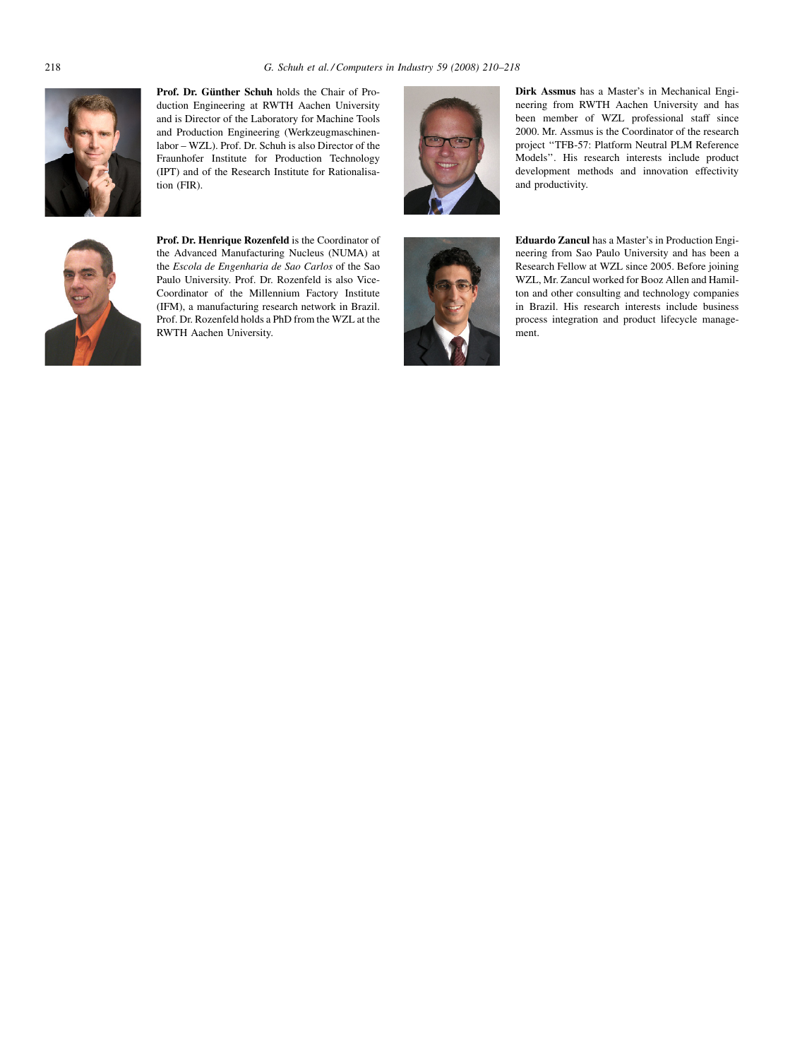**Prof. Dr. Günther Schuh** holds the Chair of Production Engineering at RWTH Aachen University and is Director of the Laboratory for Machine Tools and Production Engineering (Werkzeugmaschinenlabor – WZL). Prof. Dr. Schuh is also Director of the Fraunhofer Institute for Production Technology (IPT) and of the Research Institute for Rationalisation (FIR).

**Prof. Dr. Henrique Rozenfeld** is the Coordinator of the Advanced Manufacturing Nucleus (NUMA) at the *Escola de Engenharia de Sao Carlos* of the Sao Paulo University. Prof. Dr. Rozenfeld is also Vice-Coordinator of the Millennium Factory Institute (IFM), a manufacturing research network in Brazil. Prof. Dr. Rozenfeld holds a PhD from the WZL at the RWTH Aachen University.

**Dirk Assmus** has a Master's in Mechanical Engineering from RWTH Aachen University and has been member of WZL professional staff since 2000. Mr. Assmus is the Coordinator of the research project "TFB-57: Platform Neutral PLM Reference Models". His research interests include product development methods and innovation effectivity and productivity.

**Eduardo Zancul** has a Master's in Production Engineering from Sao Paulo University and has been a Research Fellow at WZL since 2005. Before joining WZL, Mr. Zancul worked for Booz Allen and Hamilton and other consulting and technology companies in Brazil. His research interests include business process integration and product lifecycle management.